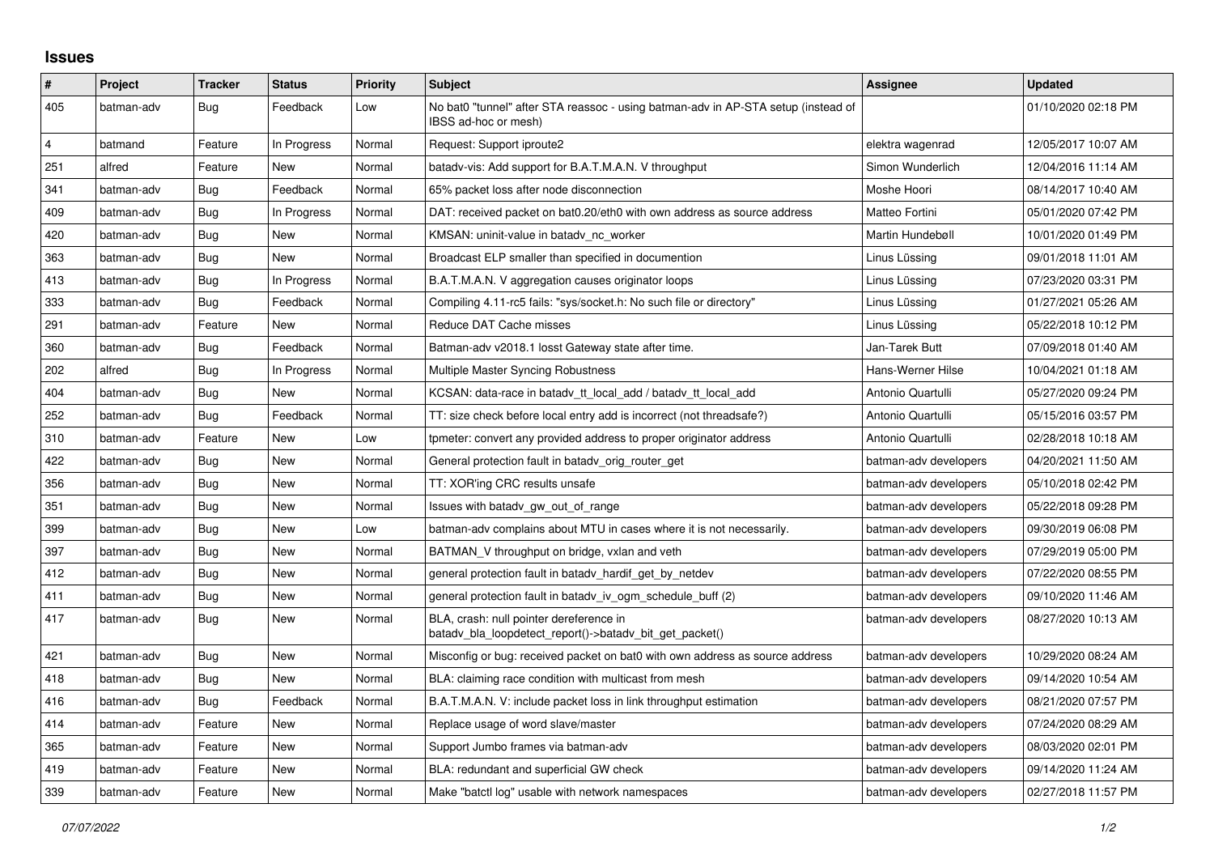# Issues

| # | Project | Tracker | Status | Priority | Subject | Assignee | Updated |
|---|---|---|---|---|---|---|---|
| 405 | batman-adv | Bug | Feedback | Low | No bat0 "tunnel" after STA reassoc - using batman-adv in AP-STA setup (instead of IBSS ad-hoc or mesh) | | 01/10/2020 02:18 PM |
| 4 | batmand | Feature | In Progress | Normal | Request: Support iproute2 | elektra wagenrad | 12/05/2017 10:07 AM |
| 251 | alfred | Feature | New | Normal | batadv-vis: Add support for B.A.T.M.A.N. V throughput | Simon Wunderlich | 12/04/2016 11:14 AM |
| 341 | batman-adv | Bug | Feedback | Normal | 65% packet loss after node disconnection | Moshe Hoori | 08/14/2017 10:40 AM |
| 409 | batman-adv | Bug | In Progress | Normal | DAT: received packet on bat0.20/eth0 with own address as source address | Matteo Fortini | 05/01/2020 07:42 PM |
| 420 | batman-adv | Bug | New | Normal | KMSAN: uninit-value in batadv_nc_worker | Martin Hundebøll | 10/01/2020 01:49 PM |
| 363 | batman-adv | Bug | New | Normal | Broadcast ELP smaller than specified in documention | Linus Lüssing | 09/01/2018 11:01 AM |
| 413 | batman-adv | Bug | In Progress | Normal | B.A.T.M.A.N. V aggregation causes originator loops | Linus Lüssing | 07/23/2020 03:31 PM |
| 333 | batman-adv | Bug | Feedback | Normal | Compiling 4.11-rc5 fails: "sys/socket.h: No such file or directory" | Linus Lüssing | 01/27/2021 05:26 AM |
| 291 | batman-adv | Feature | New | Normal | Reduce DAT Cache misses | Linus Lüssing | 05/22/2018 10:12 PM |
| 360 | batman-adv | Bug | Feedback | Normal | Batman-adv v2018.1 losst Gateway state after time. | Jan-Tarek Butt | 07/09/2018 01:40 AM |
| 202 | alfred | Bug | In Progress | Normal | Multiple Master Syncing Robustness | Hans-Werner Hilse | 10/04/2021 01:18 AM |
| 404 | batman-adv | Bug | New | Normal | KCSAN: data-race in batadv_tt_local_add / batadv_tt_local_add | Antonio Quartulli | 05/27/2020 09:24 PM |
| 252 | batman-adv | Bug | Feedback | Normal | TT: size check before local entry add is incorrect (not threadsafe?) | Antonio Quartulli | 05/15/2016 03:57 PM |
| 310 | batman-adv | Feature | New | Low | tpmeter: convert any provided address to proper originator address | Antonio Quartulli | 02/28/2018 10:18 AM |
| 422 | batman-adv | Bug | New | Normal | General protection fault in batadv_orig_router_get | batman-adv developers | 04/20/2021 11:50 AM |
| 356 | batman-adv | Bug | New | Normal | TT: XOR'ing CRC results unsafe | batman-adv developers | 05/10/2018 02:42 PM |
| 351 | batman-adv | Bug | New | Normal | Issues with batadv_gw_out_of_range | batman-adv developers | 05/22/2018 09:28 PM |
| 399 | batman-adv | Bug | New | Low | batman-adv complains about MTU in cases where it is not necessarily. | batman-adv developers | 09/30/2019 06:08 PM |
| 397 | batman-adv | Bug | New | Normal | BATMAN_V throughput on bridge, vxlan and veth | batman-adv developers | 07/29/2019 05:00 PM |
| 412 | batman-adv | Bug | New | Normal | general protection fault in batadv_hardif_get_by_netdev | batman-adv developers | 07/22/2020 08:55 PM |
| 411 | batman-adv | Bug | New | Normal | general protection fault in batadv_iv_ogm_schedule_buff (2) | batman-adv developers | 09/10/2020 11:46 AM |
| 417 | batman-adv | Bug | New | Normal | BLA, crash: null pointer dereference in batadv_bla_loopdetect_report()->batadv_bit_get_packet() | batman-adv developers | 08/27/2020 10:13 AM |
| 421 | batman-adv | Bug | New | Normal | Misconfig or bug: received packet on bat0 with own address as source address | batman-adv developers | 10/29/2020 08:24 AM |
| 418 | batman-adv | Bug | New | Normal | BLA: claiming race condition with multicast from mesh | batman-adv developers | 09/14/2020 10:54 AM |
| 416 | batman-adv | Bug | Feedback | Normal | B.A.T.M.A.N. V: include packet loss in link throughput estimation | batman-adv developers | 08/21/2020 07:57 PM |
| 414 | batman-adv | Feature | New | Normal | Replace usage of word slave/master | batman-adv developers | 07/24/2020 08:29 AM |
| 365 | batman-adv | Feature | New | Normal | Support Jumbo frames via batman-adv | batman-adv developers | 08/03/2020 02:01 PM |
| 419 | batman-adv | Feature | New | Normal | BLA: redundant and superficial GW check | batman-adv developers | 09/14/2020 11:24 AM |
| 339 | batman-adv | Feature | New | Normal | Make "batctl log" usable with network namespaces | batman-adv developers | 02/27/2018 11:57 PM |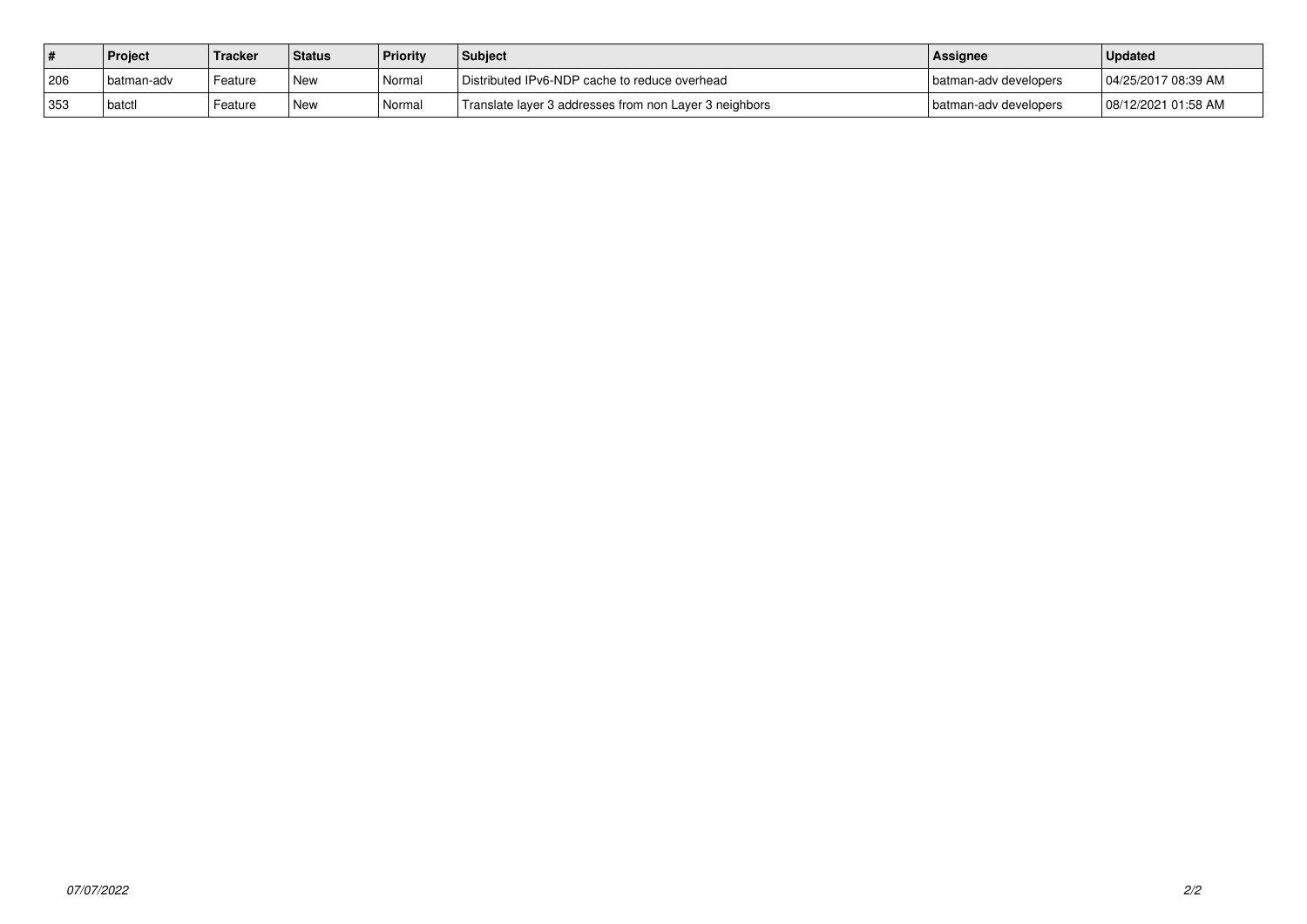| # | Project | Tracker | Status | Priority | Subject | Assignee | Updated |
|---|---|---|---|---|---|---|---|
| 206 | batman-adv | Feature | New | Normal | Distributed IPv6-NDP cache to reduce overhead | batman-adv developers | 04/25/2017 08:39 AM |
| 353 | batctl | Feature | New | Normal | Translate layer 3 addresses from non Layer 3 neighbors | batman-adv developers | 08/12/2021 01:58 AM |